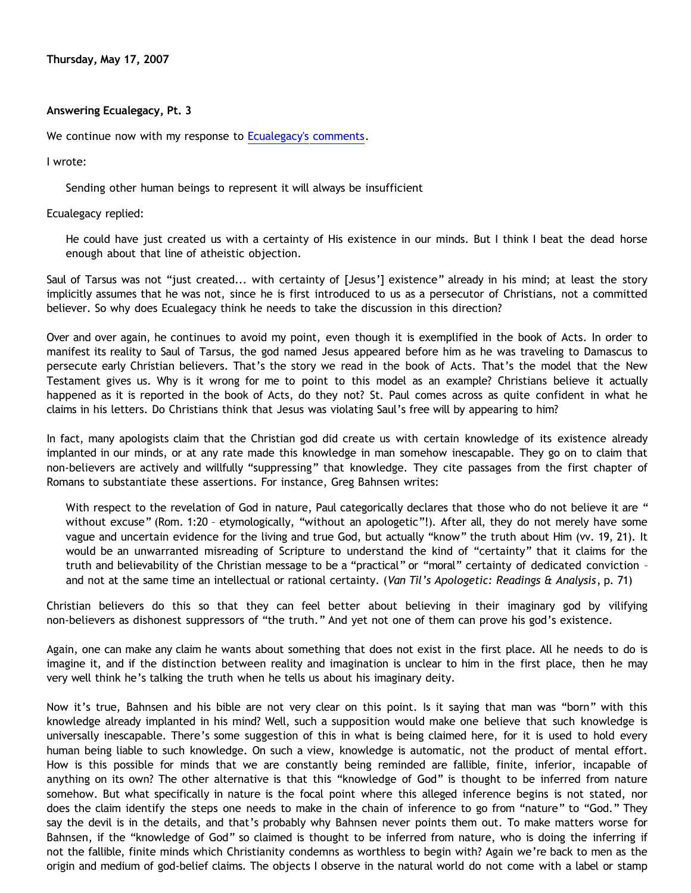**Thursday, May 17, 2007**

**Answering Ecualegacy, Pt. 3**

We continue now with my response to Ecualegacy's comments.

I wrote:

> Sending other human beings to represent it will always be insufficient

Ecualegacy replied:

> He could have just created us with a certainty of His existence in our minds. But I think I beat the dead horse enough about that line of atheistic objection.

Saul of Tarsus was not "just created... with certainty of [Jesus'] existence" already in his mind; at least the story implicitly assumes that he was not, since he is first introduced to us as a persecutor of Christians, not a committed believer. So why does Ecualegacy think he needs to take the discussion in this direction?

Over and over again, he continues to avoid my point, even though it is exemplified in the book of Acts. In order to manifest its reality to Saul of Tarsus, the god named Jesus appeared before him as he was traveling to Damascus to persecute early Christian believers. That's the story we read in the book of Acts. That's the model that the New Testament gives us. Why is it wrong for me to point to this model as an example? Christians believe it actually happened as it is reported in the book of Acts, do they not? St. Paul comes across as quite confident in what he claims in his letters. Do Christians think that Jesus was violating Saul's free will by appearing to him?

In fact, many apologists claim that the Christian god did create us with certain knowledge of its existence already implanted in our minds, or at any rate made this knowledge in man somehow inescapable. They go on to claim that non-believers are actively and willfully "suppressing" that knowledge. They cite passages from the first chapter of Romans to substantiate these assertions. For instance, Greg Bahnsen writes:

> With respect to the revelation of God in nature, Paul categorically declares that those who do not believe it are " without excuse" (Rom. 1:20 – etymologically, "without an apologetic"!). After all, they do not merely have some vague and uncertain evidence for the living and true God, but actually "know" the truth about Him (vv. 19, 21). It would be an unwarranted misreading of Scripture to understand the kind of "certainty" that it claims for the truth and believability of the Christian message to be a "practical" or "moral" certainty of dedicated conviction – and not at the same time an intellectual or rational certainty. (*Van Til's Apologetic: Readings & Analysis*, p. 71)

Christian believers do this so that they can feel better about believing in their imaginary god by vilifying non-believers as dishonest suppressors of "the truth." And yet not one of them can prove his god's existence.

Again, one can make any claim he wants about something that does not exist in the first place. All he needs to do is imagine it, and if the distinction between reality and imagination is unclear to him in the first place, then he may very well think he's talking the truth when he tells us about his imaginary deity.

Now it's true, Bahnsen and his bible are not very clear on this point. Is it saying that man was "born" with this knowledge already implanted in his mind? Well, such a supposition would make one believe that such knowledge is universally inescapable. There's some suggestion of this in what is being claimed here, for it is used to hold every human being liable to such knowledge. On such a view, knowledge is automatic, not the product of mental effort. How is this possible for minds that we are constantly being reminded are fallible, finite, inferior, incapable of anything on its own? The other alternative is that this "knowledge of God" is thought to be inferred from nature somehow. But what specifically in nature is the focal point where this alleged inference begins is not stated, nor does the claim identify the steps one needs to make in the chain of inference to go from "nature" to "God." They say the devil is in the details, and that's probably why Bahnsen never points them out. To make matters worse for Bahnsen, if the "knowledge of God" so claimed is thought to be inferred from nature, who is doing the inferring if not the fallible, finite minds which Christianity condemns as worthless to begin with? Again we're back to men as the origin and medium of god-belief claims. The objects I observe in the natural world do not come with a label or stamp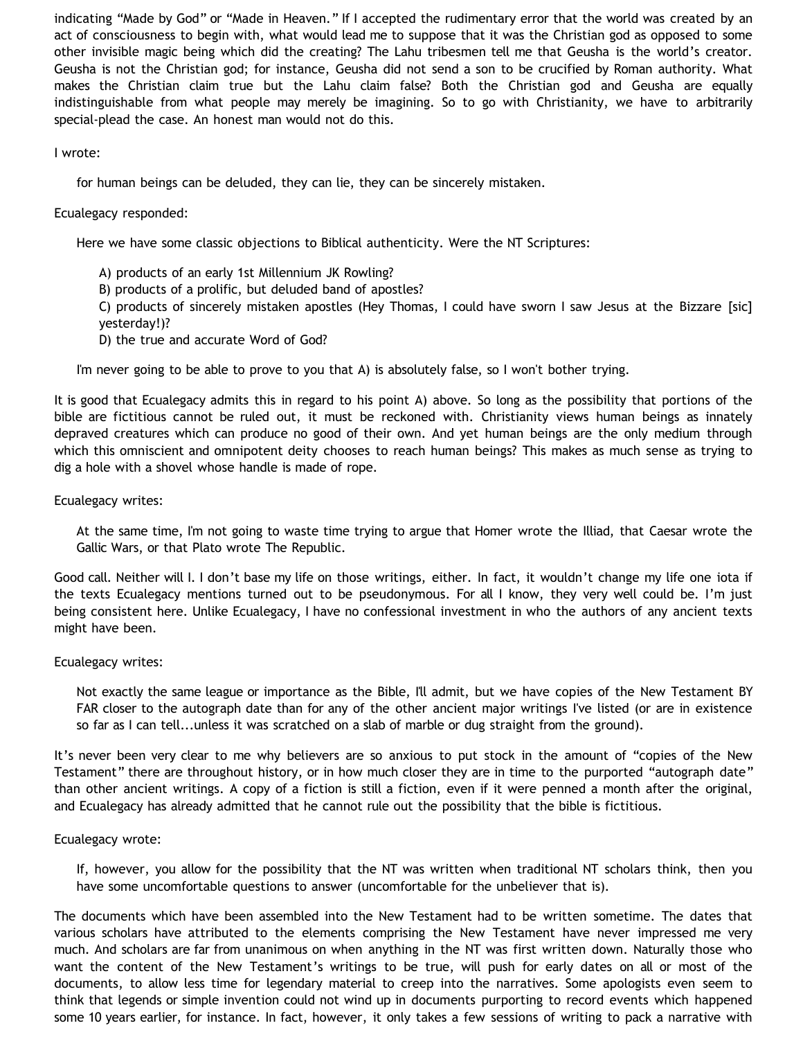indicating “Made by God” or “Made in Heaven.” If I accepted the rudimentary error that the world was created by an act of consciousness to begin with, what would lead me to suppose that it was the Christian god as opposed to some other invisible magic being which did the creating? The Lahu tribesmen tell me that Geusha is the world’s creator. Geusha is not the Christian god; for instance, Geusha did not send a son to be crucified by Roman authority. What makes the Christian claim true but the Lahu claim false? Both the Christian god and Geusha are equally indistinguishable from what people may merely be imagining. So to go with Christianity, we have to arbitrarily special-plead the case. An honest man would not do this.

I wrote:

> for human beings can be deluded, they can lie, they can be sincerely mistaken.

Ecualegacy responded:

> Here we have some classic objections to Biblical authenticity. Were the NT Scriptures:
>
> A) products of an early 1st Millennium JK Rowling?
> B) products of a prolific, but deluded band of apostles?
> C) products of sincerely mistaken apostles (Hey Thomas, I could have sworn I saw Jesus at the Bizzare [sic] yesterday!)?
> D) the true and accurate Word of God?
>
> I'm never going to be able to prove to you that A) is absolutely false, so I won't bother trying.

It is good that Ecualegacy admits this in regard to his point A) above. So long as the possibility that portions of the bible are fictitious cannot be ruled out, it must be reckoned with. Christianity views human beings as innately depraved creatures which can produce no good of their own. And yet human beings are the only medium through which this omniscient and omnipotent deity chooses to reach human beings? This makes as much sense as trying to dig a hole with a shovel whose handle is made of rope.

Ecualegacy writes:

> At the same time, I'm not going to waste time trying to argue that Homer wrote the Illiad, that Caesar wrote the Gallic Wars, or that Plato wrote The Republic.

Good call. Neither will I. I don’t base my life on those writings, either. In fact, it wouldn’t change my life one iota if the texts Ecualegacy mentions turned out to be pseudonymous. For all I know, they very well could be. I’m just being consistent here. Unlike Ecualegacy, I have no confessional investment in who the authors of any ancient texts might have been.

Ecualegacy writes:

> Not exactly the same league or importance as the Bible, I'll admit, but we have copies of the New Testament BY FAR closer to the autograph date than for any of the other ancient major writings I've listed (or are in existence so far as I can tell...unless it was scratched on a slab of marble or dug straight from the ground).

It’s never been very clear to me why believers are so anxious to put stock in the amount of “copies of the New Testament” there are throughout history, or in how much closer they are in time to the purported “autograph date” than other ancient writings. A copy of a fiction is still a fiction, even if it were penned a month after the original, and Ecualegacy has already admitted that he cannot rule out the possibility that the bible is fictitious.

Ecualegacy wrote:

> If, however, you allow for the possibility that the NT was written when traditional NT scholars think, then you have some uncomfortable questions to answer (uncomfortable for the unbeliever that is).

The documents which have been assembled into the New Testament had to be written sometime. The dates that various scholars have attributed to the elements comprising the New Testament have never impressed me very much. And scholars are far from unanimous on when anything in the NT was first written down. Naturally those who want the content of the New Testament’s writings to be true, will push for early dates on all or most of the documents, to allow less time for legendary material to creep into the narratives. Some apologists even seem to think that legends or simple invention could not wind up in documents purporting to record events which happened some 10 years earlier, for instance. In fact, however, it only takes a few sessions of writing to pack a narrative with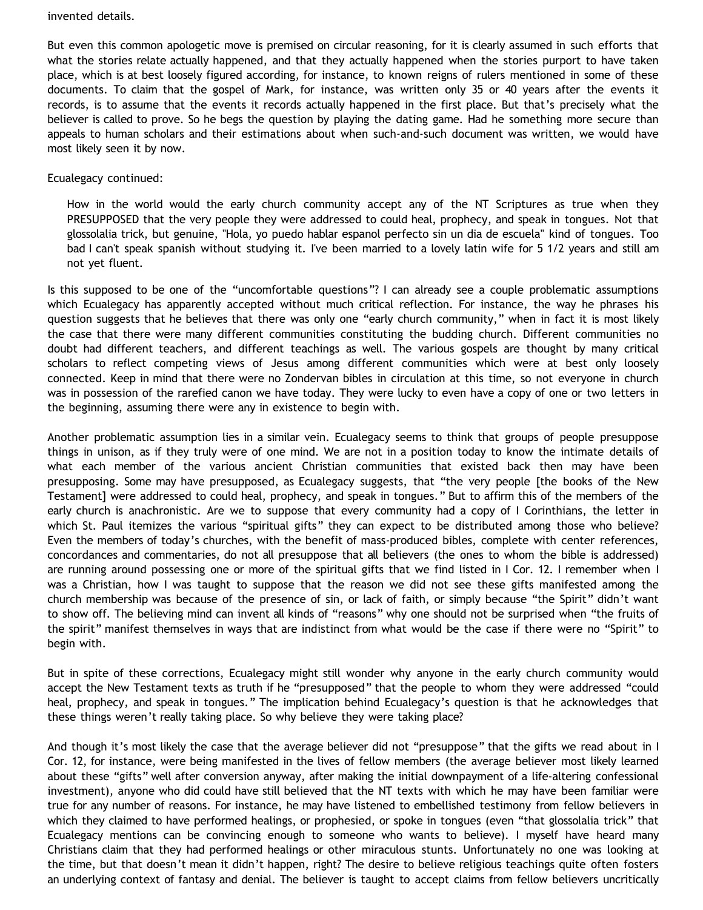invented details.

But even this common apologetic move is premised on circular reasoning, for it is clearly assumed in such efforts that what the stories relate actually happened, and that they actually happened when the stories purport to have taken place, which is at best loosely figured according, for instance, to known reigns of rulers mentioned in some of these documents. To claim that the gospel of Mark, for instance, was written only 35 or 40 years after the events it records, is to assume that the events it records actually happened in the first place. But that's precisely what the believer is called to prove. So he begs the question by playing the dating game. Had he something more secure than appeals to human scholars and their estimations about when such-and-such document was written, we would have most likely seen it by now.

Ecualegacy continued:

> How in the world would the early church community accept any of the NT Scriptures as true when they PRESUPPOSED that the very people they were addressed to could heal, prophecy, and speak in tongues. Not that glossolalia trick, but genuine, "Hola, yo puedo hablar espanol perfecto sin un dia de escuela" kind of tongues. Too bad I can't speak spanish without studying it. I've been married to a lovely latin wife for 5 1/2 years and still am not yet fluent.

Is this supposed to be one of the "uncomfortable questions"? I can already see a couple problematic assumptions which Ecualegacy has apparently accepted without much critical reflection. For instance, the way he phrases his question suggests that he believes that there was only one "early church community," when in fact it is most likely the case that there were many different communities constituting the budding church. Different communities no doubt had different teachers, and different teachings as well. The various gospels are thought by many critical scholars to reflect competing views of Jesus among different communities which were at best only loosely connected. Keep in mind that there were no Zondervan bibles in circulation at this time, so not everyone in church was in possession of the rarefied canon we have today. They were lucky to even have a copy of one or two letters in the beginning, assuming there were any in existence to begin with.

Another problematic assumption lies in a similar vein. Ecualegacy seems to think that groups of people presuppose things in unison, as if they truly were of one mind. We are not in a position today to know the intimate details of what each member of the various ancient Christian communities that existed back then may have been presupposing. Some may have presupposed, as Ecualegacy suggests, that "the very people [the books of the New Testament] were addressed to could heal, prophecy, and speak in tongues." But to affirm this of the members of the early church is anachronistic. Are we to suppose that every community had a copy of I Corinthians, the letter in which St. Paul itemizes the various "spiritual gifts" they can expect to be distributed among those who believe? Even the members of today's churches, with the benefit of mass-produced bibles, complete with center references, concordances and commentaries, do not all presuppose that all believers (the ones to whom the bible is addressed) are running around possessing one or more of the spiritual gifts that we find listed in I Cor. 12. I remember when I was a Christian, how I was taught to suppose that the reason we did not see these gifts manifested among the church membership was because of the presence of sin, or lack of faith, or simply because "the Spirit" didn't want to show off. The believing mind can invent all kinds of "reasons" why one should not be surprised when "the fruits of the spirit" manifest themselves in ways that are indistinct from what would be the case if there were no "Spirit" to begin with.

But in spite of these corrections, Ecualegacy might still wonder why anyone in the early church community would accept the New Testament texts as truth if he "presupposed" that the people to whom they were addressed "could heal, prophecy, and speak in tongues." The implication behind Ecualegacy's question is that he acknowledges that these things weren't really taking place. So why believe they were taking place?

And though it's most likely the case that the average believer did not "presuppose" that the gifts we read about in I Cor. 12, for instance, were being manifested in the lives of fellow members (the average believer most likely learned about these "gifts" well after conversion anyway, after making the initial downpayment of a life-altering confessional investment), anyone who did could have still believed that the NT texts with which he may have been familiar were true for any number of reasons. For instance, he may have listened to embellished testimony from fellow believers in which they claimed to have performed healings, or prophesied, or spoke in tongues (even "that glossolalia trick" that Ecualegacy mentions can be convincing enough to someone who wants to believe). I myself have heard many Christians claim that they had performed healings or other miraculous stunts. Unfortunately no one was looking at the time, but that doesn't mean it didn't happen, right? The desire to believe religious teachings quite often fosters an underlying context of fantasy and denial. The believer is taught to accept claims from fellow believers uncritically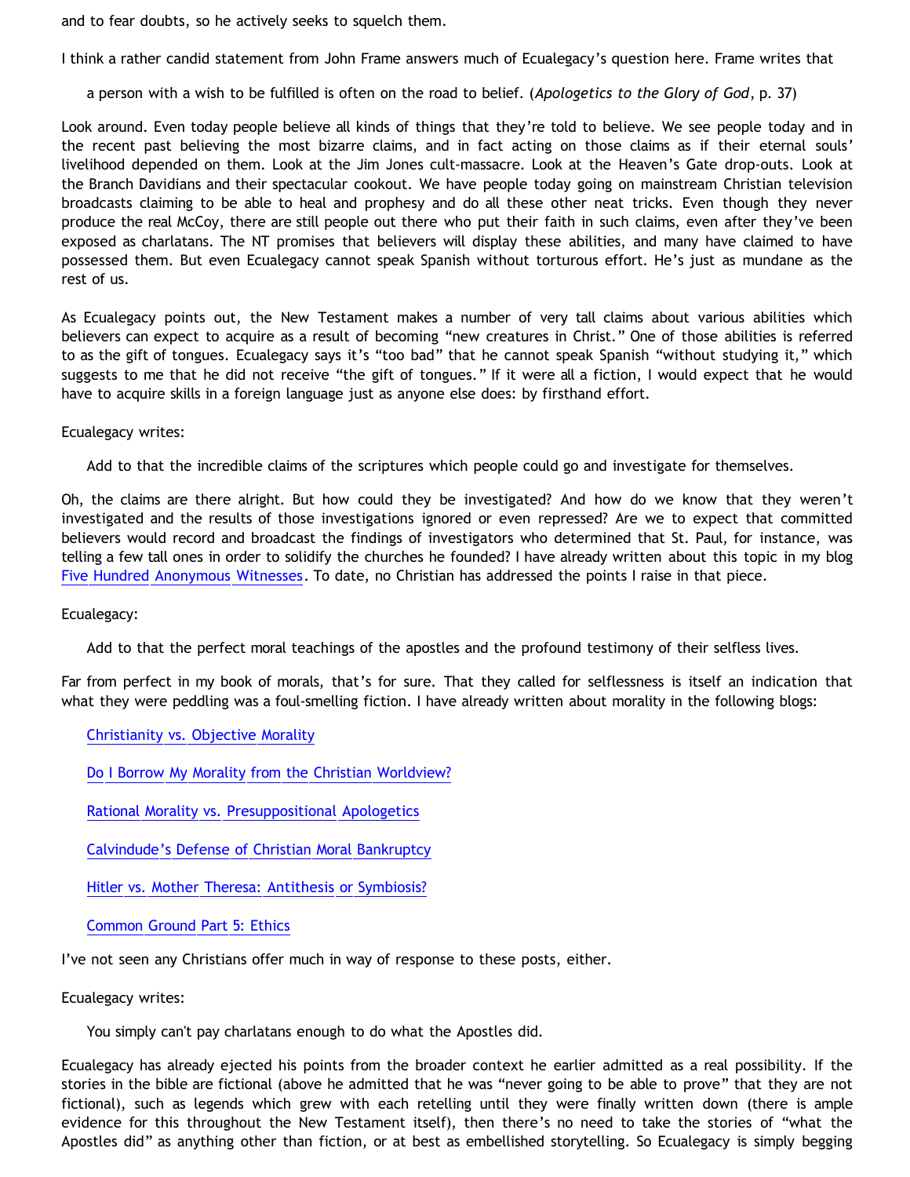and to fear doubts, so he actively seeks to squelch them.

I think a rather candid statement from John Frame answers much of Ecualegacy's question here. Frame writes that

> a person with a wish to be fulfilled is often on the road to belief. (*Apologetics to the Glory of God*, p. 37)

Look around. Even today people believe all kinds of things that they're told to believe. We see people today and in the recent past believing the most bizarre claims, and in fact acting on those claims as if their eternal souls' livelihood depended on them. Look at the Jim Jones cult-massacre. Look at the Heaven's Gate drop-outs. Look at the Branch Davidians and their spectacular cookout. We have people today going on mainstream Christian television broadcasts claiming to be able to heal and prophesy and do all these other neat tricks. Even though they never produce the real McCoy, there are still people out there who put their faith in such claims, even after they've been exposed as charlatans. The NT promises that believers will display these abilities, and many have claimed to have possessed them. But even Ecualegacy cannot speak Spanish without torturous effort. He's just as mundane as the rest of us.

As Ecualegacy points out, the New Testament makes a number of very tall claims about various abilities which believers can expect to acquire as a result of becoming "new creatures in Christ." One of those abilities is referred to as the gift of tongues. Ecualegacy says it's "too bad" that he cannot speak Spanish "without studying it," which suggests to me that he did not receive "the gift of tongues." If it were all a fiction, I would expect that he would have to acquire skills in a foreign language just as anyone else does: by firsthand effort.

Ecualegacy writes:

> Add to that the incredible claims of the scriptures which people could go and investigate for themselves.

Oh, the claims are there alright. But how could they be investigated? And how do we know that they weren't investigated and the results of those investigations ignored or even repressed? Are we to expect that committed believers would record and broadcast the findings of investigators who determined that St. Paul, for instance, was telling a few tall ones in order to solidify the churches he founded? I have already written about this topic in my blog Five Hundred Anonymous Witnesses. To date, no Christian has addressed the points I raise in that piece.

Ecualegacy:

> Add to that the perfect moral teachings of the apostles and the profound testimony of their selfless lives.

Far from perfect in my book of morals, that's for sure. That they called for selflessness is itself an indication that what they were peddling was a foul-smelling fiction. I have already written about morality in the following blogs:

> Christianity vs. Objective Morality
>
> Do I Borrow My Morality from the Christian Worldview?
>
> Rational Morality vs. Presuppositional Apologetics
>
> Calvindude's Defense of Christian Moral Bankruptcy
>
> Hitler vs. Mother Theresa: Antithesis or Symbiosis?
>
> Common Ground Part 5: Ethics

I've not seen any Christians offer much in way of response to these posts, either.

Ecualegacy writes:

> You simply can't pay charlatans enough to do what the Apostles did.

Ecualegacy has already ejected his points from the broader context he earlier admitted as a real possibility. If the stories in the bible are fictional (above he admitted that he was "never going to be able to prove" that they are not fictional), such as legends which grew with each retelling until they were finally written down (there is ample evidence for this throughout the New Testament itself), then there's no need to take the stories of "what the Apostles did" as anything other than fiction, or at best as embellished storytelling. So Ecualegacy is simply begging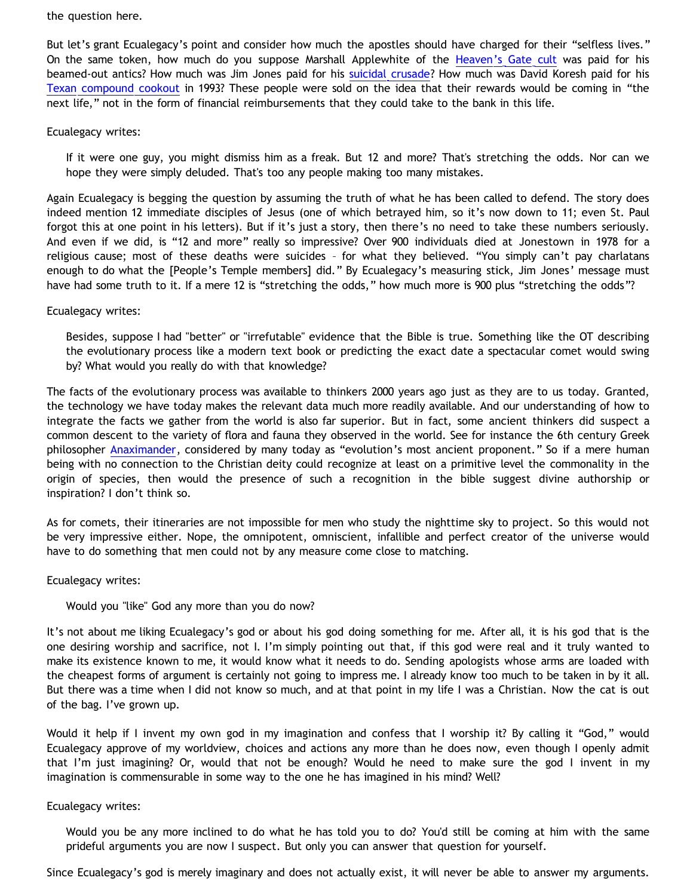the question here.

But let's grant Ecualegacy's point and consider how much the apostles should have charged for their "selfless lives." On the same token, how much do you suppose Marshall Applewhite of the Heaven's Gate cult was paid for his beamed-out antics? How much was Jim Jones paid for his suicidal crusade? How much was David Koresh paid for his Texan compound cookout in 1993? These people were sold on the idea that their rewards would be coming in "the next life," not in the form of financial reimbursements that they could take to the bank in this life.

Ecualegacy writes:

> If it were one guy, you might dismiss him as a freak. But 12 and more? That's stretching the odds. Nor can we hope they were simply deluded. That's too any people making too many mistakes.

Again Ecualegacy is begging the question by assuming the truth of what he has been called to defend. The story does indeed mention 12 immediate disciples of Jesus (one of which betrayed him, so it's now down to 11; even St. Paul forgot this at one point in his letters). But if it's just a story, then there's no need to take these numbers seriously. And even if we did, is "12 and more" really so impressive? Over 900 individuals died at Jonestown in 1978 for a religious cause; most of these deaths were suicides – for what they believed. "You simply can't pay charlatans enough to do what the [People's Temple members] did." By Ecualegacy's measuring stick, Jim Jones' message must have had some truth to it. If a mere 12 is "stretching the odds," how much more is 900 plus "stretching the odds"?

Ecualegacy writes:

> Besides, suppose I had "better" or "irrefutable" evidence that the Bible is true. Something like the OT describing the evolutionary process like a modern text book or predicting the exact date a spectacular comet would swing by? What would you really do with that knowledge?

The facts of the evolutionary process was available to thinkers 2000 years ago just as they are to us today. Granted, the technology we have today makes the relevant data much more readily available. And our understanding of how to integrate the facts we gather from the world is also far superior. But in fact, some ancient thinkers did suspect a common descent to the variety of flora and fauna they observed in the world. See for instance the 6th century Greek philosopher Anaximander, considered by many today as "evolution's most ancient proponent." So if a mere human being with no connection to the Christian deity could recognize at least on a primitive level the commonality in the origin of species, then would the presence of such a recognition in the bible suggest divine authorship or inspiration? I don't think so.

As for comets, their itineraries are not impossible for men who study the nighttime sky to project. So this would not be very impressive either. Nope, the omnipotent, omniscient, infallible and perfect creator of the universe would have to do something that men could not by any measure come close to matching.

Ecualegacy writes:

> Would you "like" God any more than you do now?

It's not about me liking Ecualegacy's god or about his god doing something for me. After all, it is his god that is the one desiring worship and sacrifice, not I. I'm simply pointing out that, if this god were real and it truly wanted to make its existence known to me, it would know what it needs to do. Sending apologists whose arms are loaded with the cheapest forms of argument is certainly not going to impress me. I already know too much to be taken in by it all. But there was a time when I did not know so much, and at that point in my life I was a Christian. Now the cat is out of the bag. I've grown up.

Would it help if I invent my own god in my imagination and confess that I worship it? By calling it "God," would Ecualegacy approve of my worldview, choices and actions any more than he does now, even though I openly admit that I'm just imagining? Or, would that not be enough? Would he need to make sure the god I invent in my imagination is commensurable in some way to the one he has imagined in his mind? Well?

Ecualegacy writes:

> Would you be any more inclined to do what he has told you to do? You'd still be coming at him with the same prideful arguments you are now I suspect. But only you can answer that question for yourself.

Since Ecualegacy's god is merely imaginary and does not actually exist, it will never be able to answer my arguments.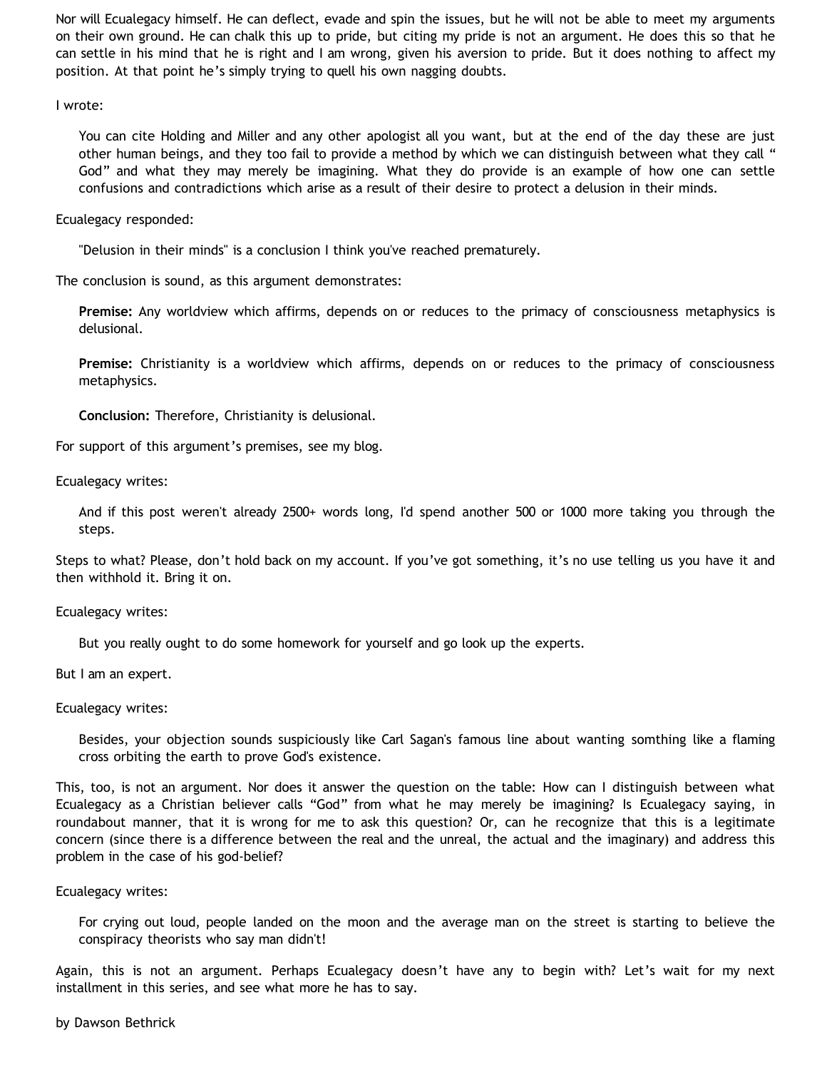Nor will Ecualegacy himself. He can deflect, evade and spin the issues, but he will not be able to meet my arguments on their own ground. He can chalk this up to pride, but citing my pride is not an argument. He does this so that he can settle in his mind that he is right and I am wrong, given his aversion to pride. But it does nothing to affect my position. At that point he's simply trying to quell his own nagging doubts.

I wrote:

> You can cite Holding and Miller and any other apologist all you want, but at the end of the day these are just other human beings, and they too fail to provide a method by which we can distinguish between what they call " God" and what they may merely be imagining. What they do provide is an example of how one can settle confusions and contradictions which arise as a result of their desire to protect a delusion in their minds.

Ecualegacy responded:

> "Delusion in their minds" is a conclusion I think you've reached prematurely.

The conclusion is sound, as this argument demonstrates:

> **Premise:** Any worldview which affirms, depends on or reduces to the primacy of consciousness metaphysics is delusional.
>
> **Premise:** Christianity is a worldview which affirms, depends on or reduces to the primacy of consciousness metaphysics.
>
> **Conclusion:** Therefore, Christianity is delusional.

For support of this argument's premises, see my blog.

Ecualegacy writes:

> And if this post weren't already 2500+ words long, I'd spend another 500 or 1000 more taking you through the steps.

Steps to what? Please, don't hold back on my account. If you've got something, it's no use telling us you have it and then withhold it. Bring it on.

Ecualegacy writes:

> But you really ought to do some homework for yourself and go look up the experts.

But I am an expert.

Ecualegacy writes:

> Besides, your objection sounds suspiciously like Carl Sagan's famous line about wanting somthing like a flaming cross orbiting the earth to prove God's existence.

This, too, is not an argument. Nor does it answer the question on the table: How can I distinguish between what Ecualegacy as a Christian believer calls "God" from what he may merely be imagining? Is Ecualegacy saying, in roundabout manner, that it is wrong for me to ask this question? Or, can he recognize that this is a legitimate concern (since there is a difference between the real and the unreal, the actual and the imaginary) and address this problem in the case of his god-belief?

Ecualegacy writes:

> For crying out loud, people landed on the moon and the average man on the street is starting to believe the conspiracy theorists who say man didn't!

Again, this is not an argument. Perhaps Ecualegacy doesn't have any to begin with? Let's wait for my next installment in this series, and see what more he has to say.

by Dawson Bethrick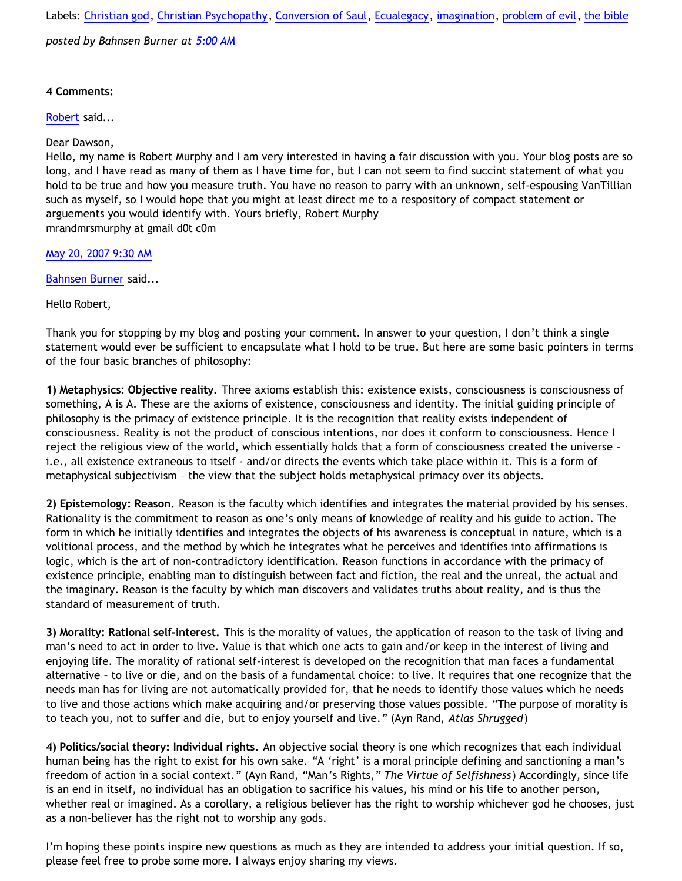Labels: Christian god, Christian Psychopathy, Conversion of Saul, Ecualegacy, imagination, problem of evil, the bible

*posted by Bahnsen Burner at 5:00 AM*

**4 Comments:**

Robert said...

Dear Dawson,
Hello, my name is Robert Murphy and I am very interested in having a fair discussion with you. Your blog posts are so long, and I have read as many of them as I have time for, but I can not seem to find succint statement of what you hold to be true and how you measure truth. You have no reason to parry with an unknown, self-espousing VanTillian such as myself, so I would hope that you might at least direct me to a respository of compact statement or arguements you would identify with. Yours briefly, Robert Murphy
mrandmrsmurphy at gmail d0t c0m

May 20, 2007 9:30 AM

Bahnsen Burner said...

Hello Robert,

Thank you for stopping by my blog and posting your comment. In answer to your question, I don't think a single statement would ever be sufficient to encapsulate what I hold to be true. But here are some basic pointers in terms of the four basic branches of philosophy:

**1) Metaphysics: Objective reality.** Three axioms establish this: existence exists, consciousness is consciousness of something, A is A. These are the axioms of existence, consciousness and identity. The initial guiding principle of philosophy is the primacy of existence principle. It is the recognition that reality exists independent of consciousness. Reality is not the product of conscious intentions, nor does it conform to consciousness. Hence I reject the religious view of the world, which essentially holds that a form of consciousness created the universe – i.e., all existence extraneous to itself - and/or directs the events which take place within it. This is a form of metaphysical subjectivism – the view that the subject holds metaphysical primacy over its objects.

**2) Epistemology: Reason.** Reason is the faculty which identifies and integrates the material provided by his senses. Rationality is the commitment to reason as one's only means of knowledge of reality and his guide to action. The form in which he initially identifies and integrates the objects of his awareness is conceptual in nature, which is a volitional process, and the method by which he integrates what he perceives and identifies into affirmations is logic, which is the art of non-contradictory identification. Reason functions in accordance with the primacy of existence principle, enabling man to distinguish between fact and fiction, the real and the unreal, the actual and the imaginary. Reason is the faculty by which man discovers and validates truths about reality, and is thus the standard of measurement of truth.

**3) Morality: Rational self-interest.** This is the morality of values, the application of reason to the task of living and man's need to act in order to live. Value is that which one acts to gain and/or keep in the interest of living and enjoying life. The morality of rational self-interest is developed on the recognition that man faces a fundamental alternative – to live or die, and on the basis of a fundamental choice: to live. It requires that one recognize that the needs man has for living are not automatically provided for, that he needs to identify those values which he needs to live and those actions which make acquiring and/or preserving those values possible. "The purpose of morality is to teach you, not to suffer and die, but to enjoy yourself and live." (Ayn Rand, *Atlas Shrugged*)

**4) Politics/social theory: Individual rights.** An objective social theory is one which recognizes that each individual human being has the right to exist for his own sake. "A 'right' is a moral principle defining and sanctioning a man's freedom of action in a social context." (Ayn Rand, "Man's Rights," *The Virtue of Selfishness*) Accordingly, since life is an end in itself, no individual has an obligation to sacrifice his values, his mind or his life to another person, whether real or imagined. As a corollary, a religious believer has the right to worship whichever god he chooses, just as a non-believer has the right not to worship any gods.

I'm hoping these points inspire new questions as much as they are intended to address your initial question. If so, please feel free to probe some more. I always enjoy sharing my views.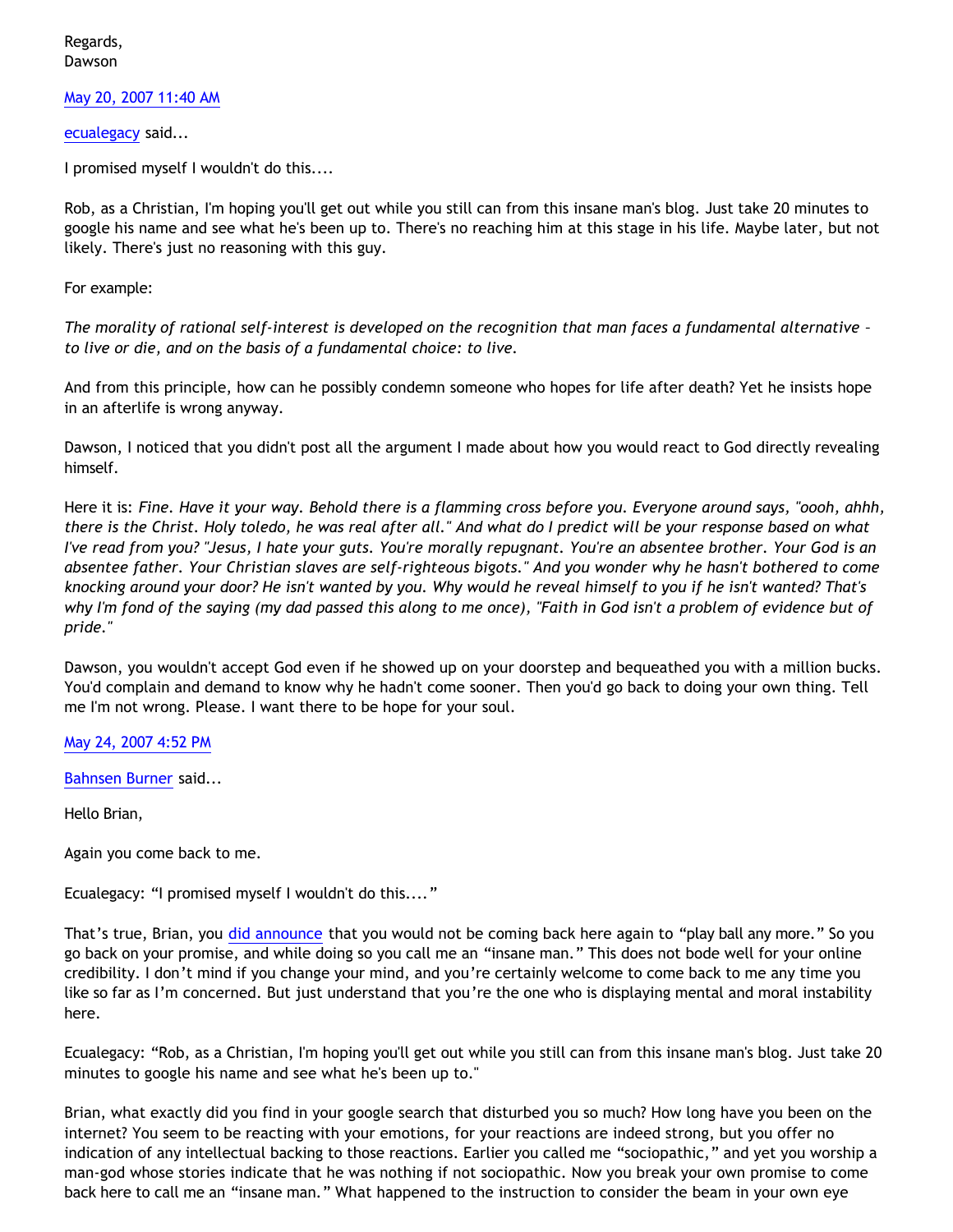Regards,
Dawson

May 20, 2007 11:40 AM

ecualegacy said...

I promised myself I wouldn't do this....

Rob, as a Christian, I'm hoping you'll get out while you still can from this insane man's blog. Just take 20 minutes to google his name and see what he's been up to. There's no reaching him at this stage in his life. Maybe later, but not likely. There's just no reasoning with this guy.

For example:

*The morality of rational self-interest is developed on the recognition that man faces a fundamental alternative – to live or die, and on the basis of a fundamental choice: to live.*

And from this principle, how can he possibly condemn someone who hopes for life after death? Yet he insists hope in an afterlife is wrong anyway.

Dawson, I noticed that you didn't post all the argument I made about how you would react to God directly revealing himself.

Here it is: *Fine. Have it your way. Behold there is a flamming cross before you. Everyone around says, "oooh, ahhh, there is the Christ. Holy toledo, he was real after all." And what do I predict will be your response based on what I've read from you? "Jesus, I hate your guts. You're morally repugnant. You're an absentee brother. Your God is an absentee father. Your Christian slaves are self-righteous bigots." And you wonder why he hasn't bothered to come knocking around your door? He isn't wanted by you. Why would he reveal himself to you if he isn't wanted? That's why I'm fond of the saying (my dad passed this along to me once), "Faith in God isn't a problem of evidence but of pride."*

Dawson, you wouldn't accept God even if he showed up on your doorstep and bequeathed you with a million bucks. You'd complain and demand to know why he hadn't come sooner. Then you'd go back to doing your own thing. Tell me I'm not wrong. Please. I want there to be hope for your soul.

May 24, 2007 4:52 PM

Bahnsen Burner said...

Hello Brian,

Again you come back to me.

Ecualegacy: "I promised myself I wouldn't do this...."

That's true, Brian, you did announce that you would not be coming back here again to "play ball any more." So you go back on your promise, and while doing so you call me an "insane man." This does not bode well for your online credibility. I don't mind if you change your mind, and you're certainly welcome to come back to me any time you like so far as I'm concerned. But just understand that you're the one who is displaying mental and moral instability here.

Ecualegacy: "Rob, as a Christian, I'm hoping you'll get out while you still can from this insane man's blog. Just take 20 minutes to google his name and see what he's been up to."

Brian, what exactly did you find in your google search that disturbed you so much? How long have you been on the internet? You seem to be reacting with your emotions, for your reactions are indeed strong, but you offer no indication of any intellectual backing to those reactions. Earlier you called me "sociopathic," and yet you worship a man-god whose stories indicate that he was nothing if not sociopathic. Now you break your own promise to come back here to call me an "insane man." What happened to the instruction to consider the beam in your own eye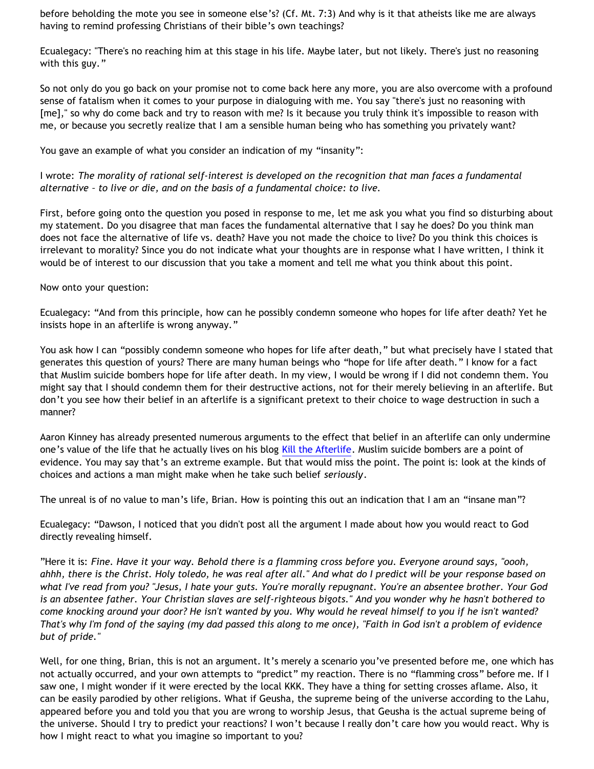before beholding the mote you see in someone else's? (Cf. Mt. 7:3) And why is it that atheists like me are always having to remind professing Christians of their bible's own teachings?

Ecualegacy: "There's no reaching him at this stage in his life. Maybe later, but not likely. There's just no reasoning with this guy."

So not only do you go back on your promise not to come back here any more, you are also overcome with a profound sense of fatalism when it comes to your purpose in dialoguing with me. You say "there's just no reasoning with [me]," so why do come back and try to reason with me? Is it because you truly think it's impossible to reason with me, or because you secretly realize that I am a sensible human being who has something you privately want?

You gave an example of what you consider an indication of my "insanity":

I wrote: *The morality of rational self-interest is developed on the recognition that man faces a fundamental alternative – to live or die, and on the basis of a fundamental choice: to live.*

First, before going onto the question you posed in response to me, let me ask you what you find so disturbing about my statement. Do you disagree that man faces the fundamental alternative that I say he does? Do you think man does not face the alternative of life vs. death? Have you not made the choice to live? Do you think this choices is irrelevant to morality? Since you do not indicate what your thoughts are in response what I have written, I think it would be of interest to our discussion that you take a moment and tell me what you think about this point.

Now onto your question:

Ecualegacy: "And from this principle, how can he possibly condemn someone who hopes for life after death? Yet he insists hope in an afterlife is wrong anyway."

You ask how I can "possibly condemn someone who hopes for life after death," but what precisely have I stated that generates this question of yours? There are many human beings who "hope for life after death." I know for a fact that Muslim suicide bombers hope for life after death. In my view, I would be wrong if I did not condemn them. You might say that I should condemn them for their destructive actions, not for their merely believing in an afterlife. But don't you see how their belief in an afterlife is a significant pretext to their choice to wage destruction in such a manner?

Aaron Kinney has already presented numerous arguments to the effect that belief in an afterlife can only undermine one's value of the life that he actually lives on his blog Kill the Afterlife. Muslim suicide bombers are a point of evidence. You may say that's an extreme example. But that would miss the point. The point is: look at the kinds of choices and actions a man might make when he take such belief *seriously*.

The unreal is of no value to man's life, Brian. How is pointing this out an indication that I am an "insane man"?

Ecualegacy: "Dawson, I noticed that you didn't post all the argument I made about how you would react to God directly revealing himself.

"Here it is: *Fine. Have it your way. Behold there is a flamming cross before you. Everyone around says, "oooh, ahhh, there is the Christ. Holy toledo, he was real after all." And what do I predict will be your response based on what I've read from you? "Jesus, I hate your guts. You're morally repugnant. You're an absentee brother. Your God is an absentee father. Your Christian slaves are self-righteous bigots." And you wonder why he hasn't bothered to come knocking around your door? He isn't wanted by you. Why would he reveal himself to you if he isn't wanted? That's why I'm fond of the saying (my dad passed this along to me once), "Faith in God isn't a problem of evidence but of pride."*

Well, for one thing, Brian, this is not an argument. It's merely a scenario you've presented before me, one which has not actually occurred, and your own attempts to "predict" my reaction. There is no "flamming cross" before me. If I saw one, I might wonder if it were erected by the local KKK. They have a thing for setting crosses aflame. Also, it can be easily parodied by other religions. What if Geusha, the supreme being of the universe according to the Lahu, appeared before you and told you that you are wrong to worship Jesus, that Geusha is the actual supreme being of the universe. Should I try to predict your reactions? I won't because I really don't care how you would react. Why is how I might react to what you imagine so important to you?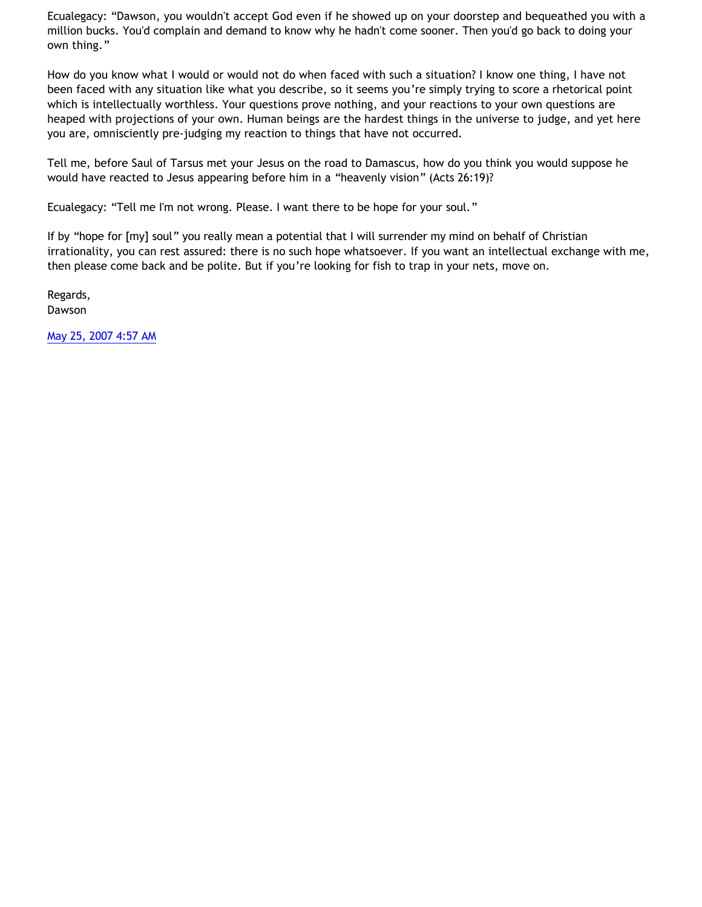Ecualegacy: “Dawson, you wouldn't accept God even if he showed up on your doorstep and bequeathed you with a million bucks. You'd complain and demand to know why he hadn't come sooner. Then you'd go back to doing your own thing.”

How do you know what I would or would not do when faced with such a situation? I know one thing, I have not been faced with any situation like what you describe, so it seems you’re simply trying to score a rhetorical point which is intellectually worthless. Your questions prove nothing, and your reactions to your own questions are heaped with projections of your own. Human beings are the hardest things in the universe to judge, and yet here you are, omnisciently pre-judging my reaction to things that have not occurred.

Tell me, before Saul of Tarsus met your Jesus on the road to Damascus, how do you think you would suppose he would have reacted to Jesus appearing before him in a “heavenly vision” (Acts 26:19)?

Ecualegacy: “Tell me I'm not wrong. Please. I want there to be hope for your soul.”

If by “hope for [my] soul” you really mean a potential that I will surrender my mind on behalf of Christian irrationality, you can rest assured: there is no such hope whatsoever. If you want an intellectual exchange with me, then please come back and be polite. But if you’re looking for fish to trap in your nets, move on.

Regards,
Dawson

May 25, 2007 4:57 AM